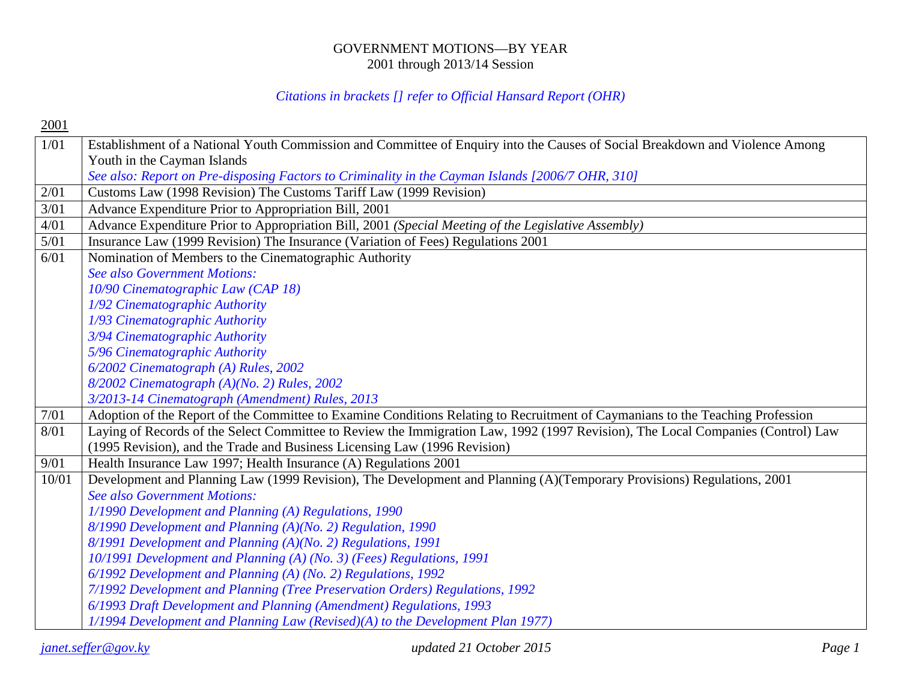# GOVERNMENT MOTIONS—BY YEAR
2001 through 2013/14 Session

*Citations in brackets [] refer to Official Hansard Report (OHR)*

## 2001

| | |
|---|---|
| 1/01 | Establishment of a National Youth Commission and Committee of Enquiry into the Causes of Social Breakdown and Violence Among Youth in the Cayman Islands<br>*See also: Report on Pre-disposing Factors to Criminality in the Cayman Islands [2006/7 OHR, 310]* |
| 2/01 | Customs Law (1998 Revision) The Customs Tariff Law (1999 Revision) |
| 3/01 | Advance Expenditure Prior to Appropriation Bill, 2001 |
| 4/01 | Advance Expenditure Prior to Appropriation Bill, 2001 *(Special Meeting of the Legislative Assembly)* |
| 5/01 | Insurance Law (1999 Revision) The Insurance (Variation of Fees) Regulations 2001 |
| 6/01 | Nomination of Members to the Cinematographic Authority<br>*See also Government Motions:*<br>*10/90 Cinematographic Law (CAP 18)*<br>*1/92 Cinematographic Authority*<br>*1/93 Cinematographic Authority*<br>*3/94 Cinematographic Authority*<br>*5/96 Cinematographic Authority*<br>*6/2002 Cinematograph (A) Rules, 2002*<br>*8/2002 Cinematograph (A)(No. 2) Rules, 2002*<br>*3/2013-14 Cinematograph (Amendment) Rules, 2013* |
| 7/01 | Adoption of the Report of the Committee to Examine Conditions Relating to Recruitment of Caymanians to the Teaching Profession |
| 8/01 | Laying of Records of the Select Committee to Review the Immigration Law, 1992 (1997 Revision), The Local Companies (Control) Law (1995 Revision), and the Trade and Business Licensing Law (1996 Revision) |
| 9/01 | Health Insurance Law 1997; Health Insurance (A) Regulations 2001 |
| 10/01 | Development and Planning Law (1999 Revision), The Development and Planning (A)(Temporary Provisions) Regulations, 2001<br>*See also Government Motions:*<br>*1/1990 Development and Planning (A) Regulations, 1990*<br>*8/1990 Development and Planning (A)(No. 2) Regulation, 1990*<br>*8/1991 Development and Planning (A)(No. 2) Regulations, 1991*<br>*10/1991 Development and Planning (A) (No. 3) (Fees) Regulations, 1991*<br>*6/1992 Development and Planning (A) (No. 2) Regulations, 1992*<br>*7/1992 Development and Planning (Tree Preservation Orders) Regulations, 1992*<br>*6/1993 Draft Development and Planning (Amendment) Regulations, 1993*<br>*1/1994 Development and Planning Law (Revised)(A) to the Development Plan 1977)* |

janet.seffer@gov.ky — *updated 21 October 2015*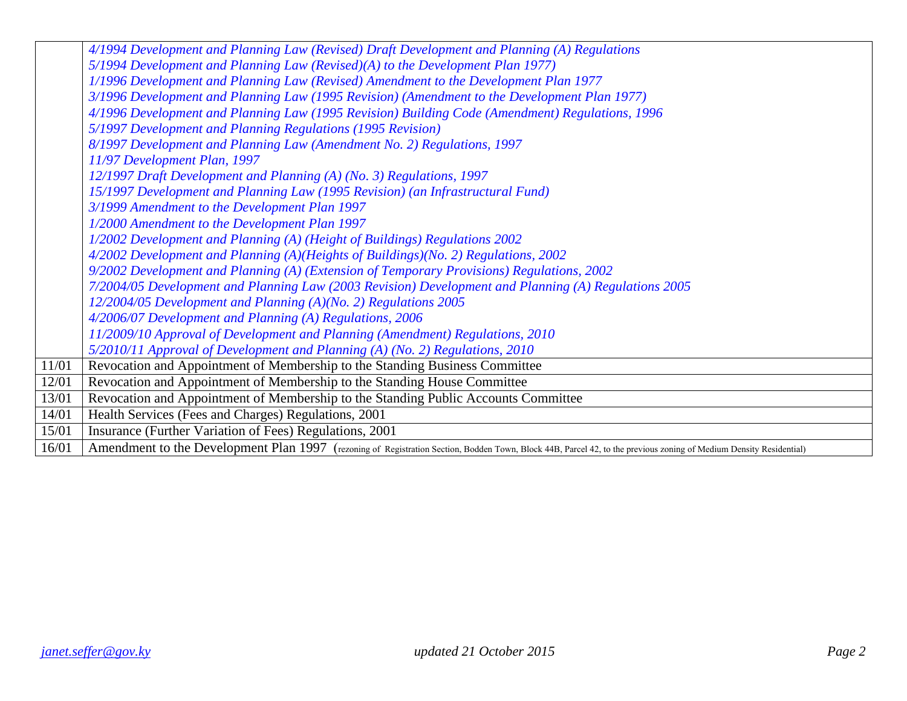| | |
|---|---|
| | *4/1994 Development and Planning Law (Revised) Draft Development and Planning (A) Regulations*<br>*5/1994 Development and Planning Law (Revised)(A) to the Development Plan 1977)*<br>*1/1996 Development and Planning Law (Revised) Amendment to the Development Plan 1977*<br>*3/1996 Development and Planning Law (1995 Revision) (Amendment to the Development Plan 1977)*<br>*4/1996 Development and Planning Law (1995 Revision) Building Code (Amendment) Regulations, 1996*<br>*5/1997 Development and Planning Regulations (1995 Revision)*<br>*8/1997 Development and Planning Law (Amendment No. 2) Regulations, 1997*<br>*11/97 Development Plan, 1997*<br>*12/1997 Draft Development and Planning (A) (No. 3) Regulations, 1997*<br>*15/1997 Development and Planning Law (1995 Revision) (an Infrastructural Fund)*<br>*3/1999 Amendment to the Development Plan 1997*<br>*1/2000 Amendment to the Development Plan 1997*<br>*1/2002 Development and Planning (A) (Height of Buildings) Regulations 2002*<br>*4/2002 Development and Planning (A)(Heights of Buildings)(No. 2) Regulations, 2002*<br>*9/2002 Development and Planning (A) (Extension of Temporary Provisions) Regulations, 2002*<br>*7/2004/05 Development and Planning Law (2003 Revision) Development and Planning (A) Regulations 2005*<br>*12/2004/05 Development and Planning (A)(No. 2) Regulations 2005*<br>*4/2006/07 Development and Planning (A) Regulations, 2006*<br>*11/2009/10 Approval of Development and Planning (Amendment) Regulations, 2010*<br>*5/2010/11 Approval of Development and Planning (A) (No. 2) Regulations, 2010* |
| 11/01 | Revocation and Appointment of Membership to the Standing Business Committee |
| 12/01 | Revocation and Appointment of Membership to the Standing House Committee |
| 13/01 | Revocation and Appointment of Membership to the Standing Public Accounts Committee |
| 14/01 | Health Services (Fees and Charges) Regulations, 2001 |
| 15/01 | Insurance (Further Variation of Fees) Regulations, 2001 |
| 16/01 | Amendment to the Development Plan 1997 (rezoning of Registration Section, Bodden Town, Block 44B, Parcel 42, to the previous zoning of Medium Density Residential) |

*janet.seffer@gov.ky* *updated 21 October 2015*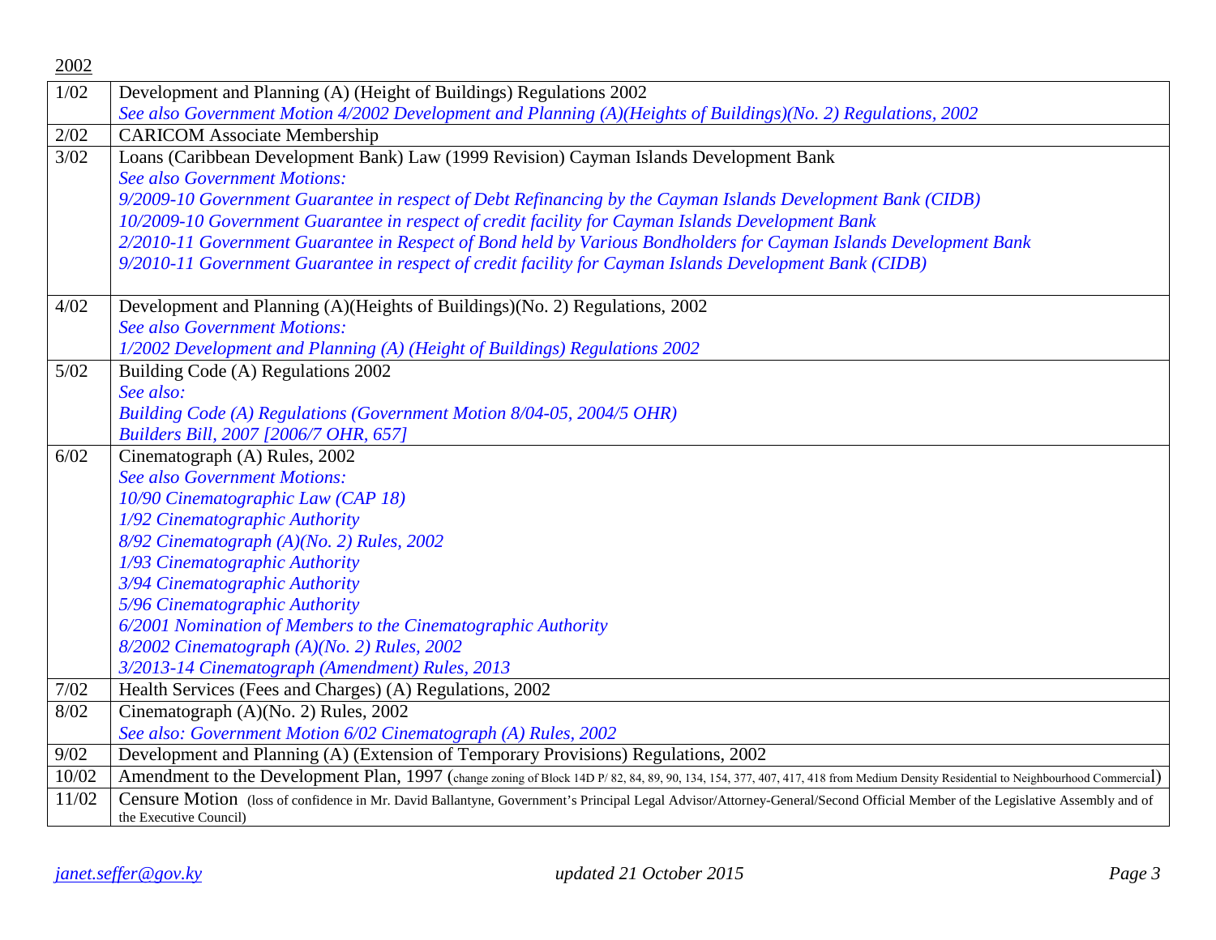2002

| | |
|---|---|
| 1/02 | Development and Planning (A) (Height of Buildings) Regulations 2002<br>*See also Government Motion 4/2002 Development and Planning (A)(Heights of Buildings)(No. 2) Regulations, 2002* |
| 2/02 | CARICOM Associate Membership |
| 3/02 | Loans (Caribbean Development Bank) Law (1999 Revision) Cayman Islands Development Bank<br>*See also Government Motions:*<br>*9/2009-10 Government Guarantee in respect of Debt Refinancing by the Cayman Islands Development Bank (CIDB)*<br>*10/2009-10 Government Guarantee in respect of credit facility for Cayman Islands Development Bank*<br>*2/2010-11 Government Guarantee in Respect of Bond held by Various Bondholders for Cayman Islands Development Bank*<br>*9/2010-11 Government Guarantee in respect of credit facility for Cayman Islands Development Bank (CIDB)* |
| 4/02 | Development and Planning (A)(Heights of Buildings)(No. 2) Regulations, 2002<br>*See also Government Motions:*<br>*1/2002 Development and Planning (A) (Height of Buildings) Regulations 2002* |
| 5/02 | Building Code (A) Regulations 2002<br>*See also:*<br>*Building Code (A) Regulations (Government Motion 8/04-05, 2004/5 OHR)*<br>*Builders Bill, 2007 [2006/7 OHR, 657]* |
| 6/02 | Cinematograph (A) Rules, 2002<br>*See also Government Motions:*<br>*10/90 Cinematographic Law (CAP 18)*<br>*1/92 Cinematographic Authority*<br>*8/92 Cinematograph (A)(No. 2) Rules, 2002*<br>*1/93 Cinematographic Authority*<br>*3/94 Cinematographic Authority*<br>*5/96 Cinematographic Authority*<br>*6/2001 Nomination of Members to the Cinematographic Authority*<br>*8/2002 Cinematograph (A)(No. 2) Rules, 2002*<br>*3/2013-14 Cinematograph (Amendment) Rules, 2013* |
| 7/02 | Health Services (Fees and Charges) (A) Regulations, 2002 |
| 8/02 | Cinematograph (A)(No. 2) Rules, 2002<br>*See also: Government Motion 6/02 Cinematograph (A) Rules, 2002* |
| 9/02 | Development and Planning (A) (Extension of Temporary Provisions) Regulations, 2002 |
| 10/02 | Amendment to the Development Plan, 1997 (change zoning of Block 14D P/ 82, 84, 89, 90, 134, 154, 377, 407, 417, 418 from Medium Density Residential to Neighbourhood Commercial) |
| 11/02 | Censure Motion (loss of confidence in Mr. David Ballantyne, Government's Principal Legal Advisor/Attorney-General/Second Official Member of the Legislative Assembly and of the Executive Council) |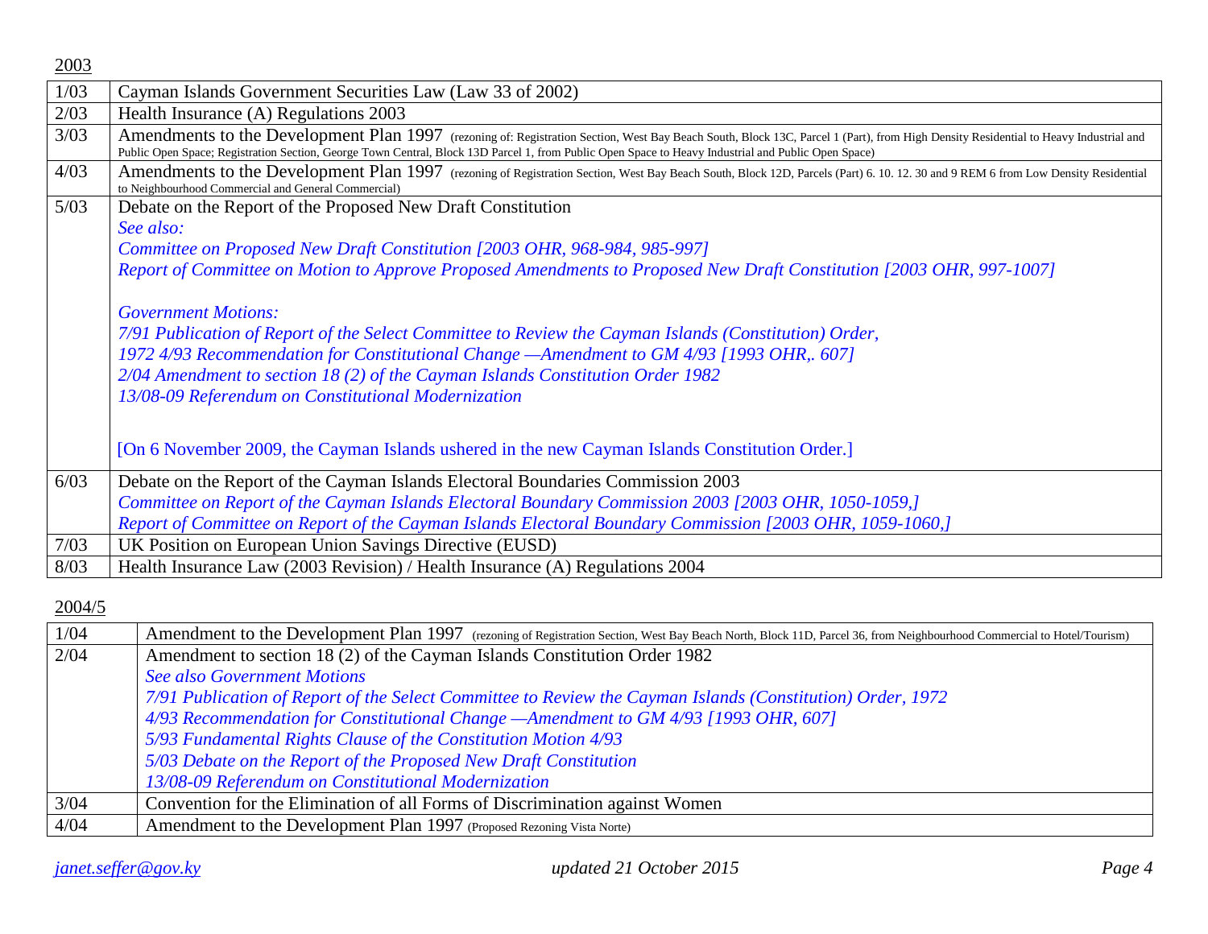2003

| | |
|---|---|
| 1/03 | Cayman Islands Government Securities Law (Law 33 of 2002) |
| 2/03 | Health Insurance (A) Regulations 2003 |
| 3/03 | Amendments to the Development Plan 1997 (rezoning of: Registration Section, West Bay Beach South, Block 13C, Parcel 1 (Part), from High Density Residential to Heavy Industrial and Public Open Space; Registration Section, George Town Central, Block 13D Parcel 1, from Public Open Space to Heavy Industrial and Public Open Space) |
| 4/03 | Amendments to the Development Plan 1997 (rezoning of Registration Section, West Bay Beach South, Block 12D, Parcels (Part) 6. 10. 12. 30 and 9 REM 6 from Low Density Residential to Neighbourhood Commercial and General Commercial) |
| 5/03 | Debate on the Report of the Proposed New Draft Constitution<br>*See also:*<br>*Committee on Proposed New Draft Constitution [2003 OHR, 968-984, 985-997]*<br>*Report of Committee on Motion to Approve Proposed Amendments to Proposed New Draft Constitution [2003 OHR, 997-1007]*<br><br>*Government Motions:*<br>*7/91 Publication of Report of the Select Committee to Review the Cayman Islands (Constitution) Order,*<br>*1972 4/93 Recommendation for Constitutional Change —Amendment to GM 4/93 [1993 OHR,. 607]*<br>*2/04 Amendment to section 18 (2) of the Cayman Islands Constitution Order 1982*<br>*13/08-09 Referendum on Constitutional Modernization*<br><br>[On 6 November 2009, the Cayman Islands ushered in the new Cayman Islands Constitution Order.] |
| 6/03 | Debate on the Report of the Cayman Islands Electoral Boundaries Commission 2003<br>*Committee on Report of the Cayman Islands Electoral Boundary Commission 2003 [2003 OHR, 1050-1059,]*<br>*Report of Committee on Report of the Cayman Islands Electoral Boundary Commission [2003 OHR, 1059-1060,]* |
| 7/03 | UK Position on European Union Savings Directive (EUSD) |
| 8/03 | Health Insurance Law (2003 Revision) / Health Insurance (A) Regulations 2004 |

2004/5

| | |
|---|---|
| 1/04 | Amendment to the Development Plan 1997 (rezoning of Registration Section, West Bay Beach North, Block 11D, Parcel 36, from Neighbourhood Commercial to Hotel/Tourism) |
| 2/04 | Amendment to section 18 (2) of the Cayman Islands Constitution Order 1982<br>*See also Government Motions*<br>*7/91 Publication of Report of the Select Committee to Review the Cayman Islands (Constitution) Order, 1972*<br>*4/93 Recommendation for Constitutional Change —Amendment to GM 4/93 [1993 OHR, 607]*<br>*5/93 Fundamental Rights Clause of the Constitution Motion 4/93*<br>*5/03 Debate on the Report of the Proposed New Draft Constitution*<br>*13/08-09 Referendum on Constitutional Modernization* |
| 3/04 | Convention for the Elimination of all Forms of Discrimination against Women |
| 4/04 | Amendment to the Development Plan 1997 (Proposed Rezoning Vista Norte) |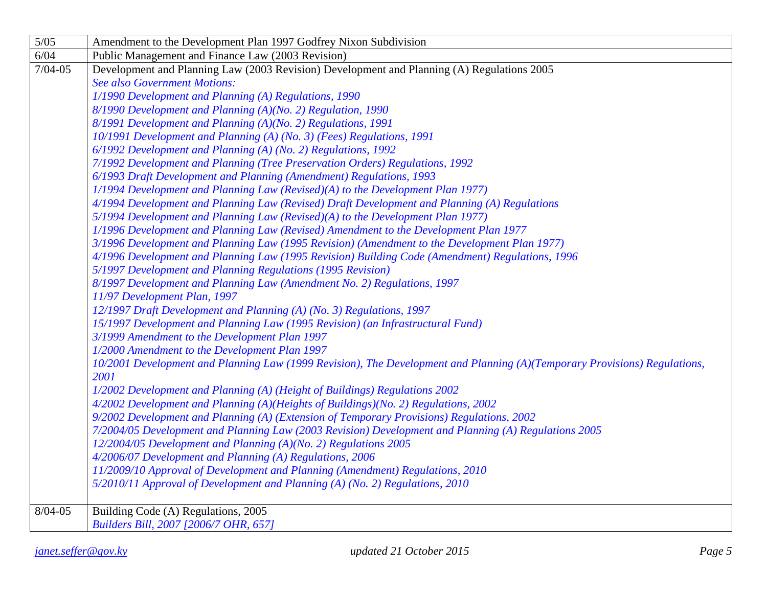| | |
|---|---|
| 5/05 | Amendment to the Development Plan 1997 Godfrey Nixon Subdivision |
| 6/04 | Public Management and Finance Law (2003 Revision) |
| 7/04-05 | Development and Planning Law (2003 Revision) Development and Planning (A) Regulations 2005<br>*See also Government Motions:*<br>*1/1990 Development and Planning (A) Regulations, 1990*<br>*8/1990 Development and Planning (A)(No. 2) Regulation, 1990*<br>*8/1991 Development and Planning (A)(No. 2) Regulations, 1991*<br>*10/1991 Development and Planning (A) (No. 3) (Fees) Regulations, 1991*<br>*6/1992 Development and Planning (A) (No. 2) Regulations, 1992*<br>*7/1992 Development and Planning (Tree Preservation Orders) Regulations, 1992*<br>*6/1993 Draft Development and Planning (Amendment) Regulations, 1993*<br>*1/1994 Development and Planning Law (Revised)(A) to the Development Plan 1977)*<br>*4/1994 Development and Planning Law (Revised) Draft Development and Planning (A) Regulations*<br>*5/1994 Development and Planning Law (Revised)(A) to the Development Plan 1977)*<br>*1/1996 Development and Planning Law (Revised) Amendment to the Development Plan 1977*<br>*3/1996 Development and Planning Law (1995 Revision) (Amendment to the Development Plan 1977)*<br>*4/1996 Development and Planning Law (1995 Revision) Building Code (Amendment) Regulations, 1996*<br>*5/1997 Development and Planning Regulations (1995 Revision)*<br>*8/1997 Development and Planning Law (Amendment No. 2) Regulations, 1997*<br>*11/97 Development Plan, 1997*<br>*12/1997 Draft Development and Planning (A) (No. 3) Regulations, 1997*<br>*15/1997 Development and Planning Law (1995 Revision) (an Infrastructural Fund)*<br>*3/1999 Amendment to the Development Plan 1997*<br>*1/2000 Amendment to the Development Plan 1997*<br>*10/2001 Development and Planning Law (1999 Revision), The Development and Planning (A)(Temporary Provisions) Regulations, 2001*<br>*1/2002 Development and Planning (A) (Height of Buildings) Regulations 2002*<br>*4/2002 Development and Planning (A)(Heights of Buildings)(No. 2) Regulations, 2002*<br>*9/2002 Development and Planning (A) (Extension of Temporary Provisions) Regulations, 2002*<br>*7/2004/05 Development and Planning Law (2003 Revision) Development and Planning (A) Regulations 2005*<br>*12/2004/05 Development and Planning (A)(No. 2) Regulations 2005*<br>*4/2006/07 Development and Planning (A) Regulations, 2006*<br>*11/2009/10 Approval of Development and Planning (Amendment) Regulations, 2010*<br>*5/2010/11 Approval of Development and Planning (A) (No. 2) Regulations, 2010* |
| 8/04-05 | Building Code (A) Regulations, 2005<br>*Builders Bill, 2007 [2006/7 OHR, 657]* |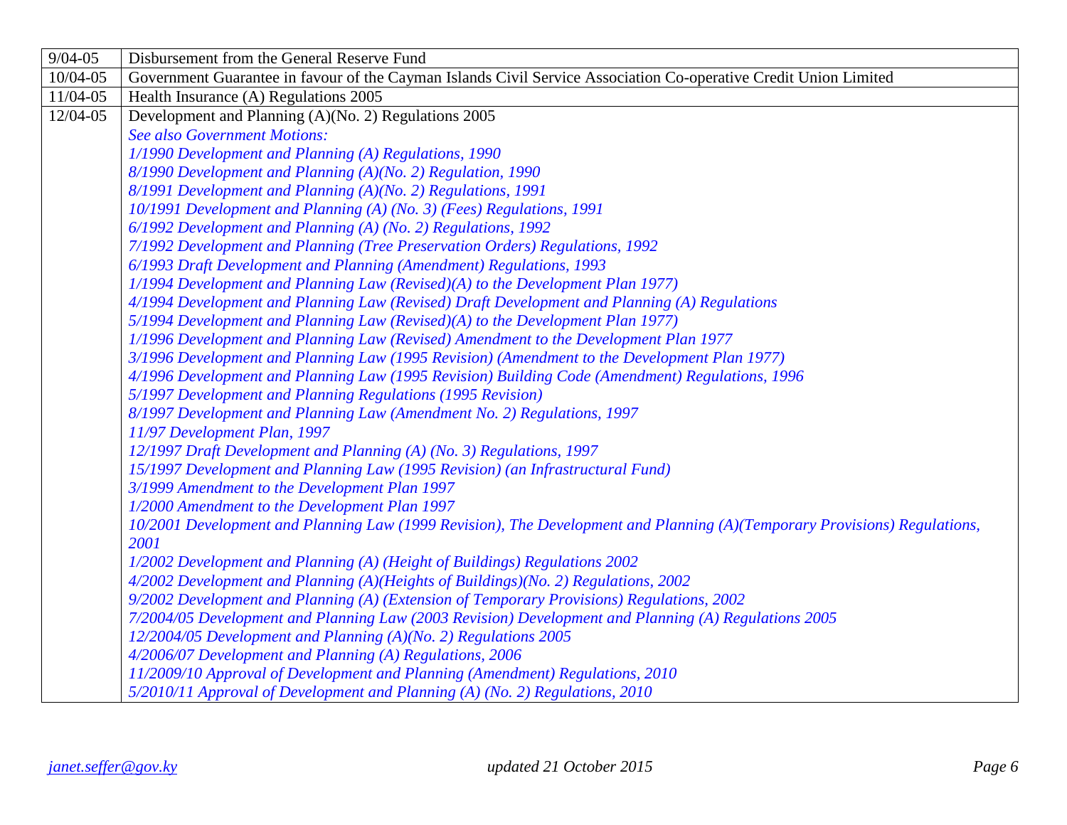| | |
|---|---|
| 9/04-05 | Disbursement from the General Reserve Fund |
| 10/04-05 | Government Guarantee in favour of the Cayman Islands Civil Service Association Co-operative Credit Union Limited |
| 11/04-05 | Health Insurance (A) Regulations 2005 |
| 12/04-05 | Development and Planning (A)(No. 2) Regulations 2005<br>*See also Government Motions:*<br>*1/1990 Development and Planning (A) Regulations, 1990*<br>*8/1990 Development and Planning (A)(No. 2) Regulation, 1990*<br>*8/1991 Development and Planning (A)(No. 2) Regulations, 1991*<br>*10/1991 Development and Planning (A) (No. 3) (Fees) Regulations, 1991*<br>*6/1992 Development and Planning (A) (No. 2) Regulations, 1992*<br>*7/1992 Development and Planning (Tree Preservation Orders) Regulations, 1992*<br>*6/1993 Draft Development and Planning (Amendment) Regulations, 1993*<br>*1/1994 Development and Planning Law (Revised)(A) to the Development Plan 1977)*<br>*4/1994 Development and Planning Law (Revised) Draft Development and Planning (A) Regulations*<br>*5/1994 Development and Planning Law (Revised)(A) to the Development Plan 1977)*<br>*1/1996 Development and Planning Law (Revised) Amendment to the Development Plan 1977*<br>*3/1996 Development and Planning Law (1995 Revision) (Amendment to the Development Plan 1977)*<br>*4/1996 Development and Planning Law (1995 Revision) Building Code (Amendment) Regulations, 1996*<br>*5/1997 Development and Planning Regulations (1995 Revision)*<br>*8/1997 Development and Planning Law (Amendment No. 2) Regulations, 1997*<br>*11/97 Development Plan, 1997*<br>*12/1997 Draft Development and Planning (A) (No. 3) Regulations, 1997*<br>*15/1997 Development and Planning Law (1995 Revision) (an Infrastructural Fund)*<br>*3/1999 Amendment to the Development Plan 1997*<br>*1/2000 Amendment to the Development Plan 1997*<br>*10/2001 Development and Planning Law (1999 Revision), The Development and Planning (A)(Temporary Provisions) Regulations, 2001*<br>*1/2002 Development and Planning (A) (Height of Buildings) Regulations 2002*<br>*4/2002 Development and Planning (A)(Heights of Buildings)(No. 2) Regulations, 2002*<br>*9/2002 Development and Planning (A) (Extension of Temporary Provisions) Regulations, 2002*<br>*7/2004/05 Development and Planning Law (2003 Revision) Development and Planning (A) Regulations 2005*<br>*12/2004/05 Development and Planning (A)(No. 2) Regulations 2005*<br>*4/2006/07 Development and Planning (A) Regulations, 2006*<br>*11/2009/10 Approval of Development and Planning (Amendment) Regulations, 2010*<br>*5/2010/11 Approval of Development and Planning (A) (No. 2) Regulations, 2010* |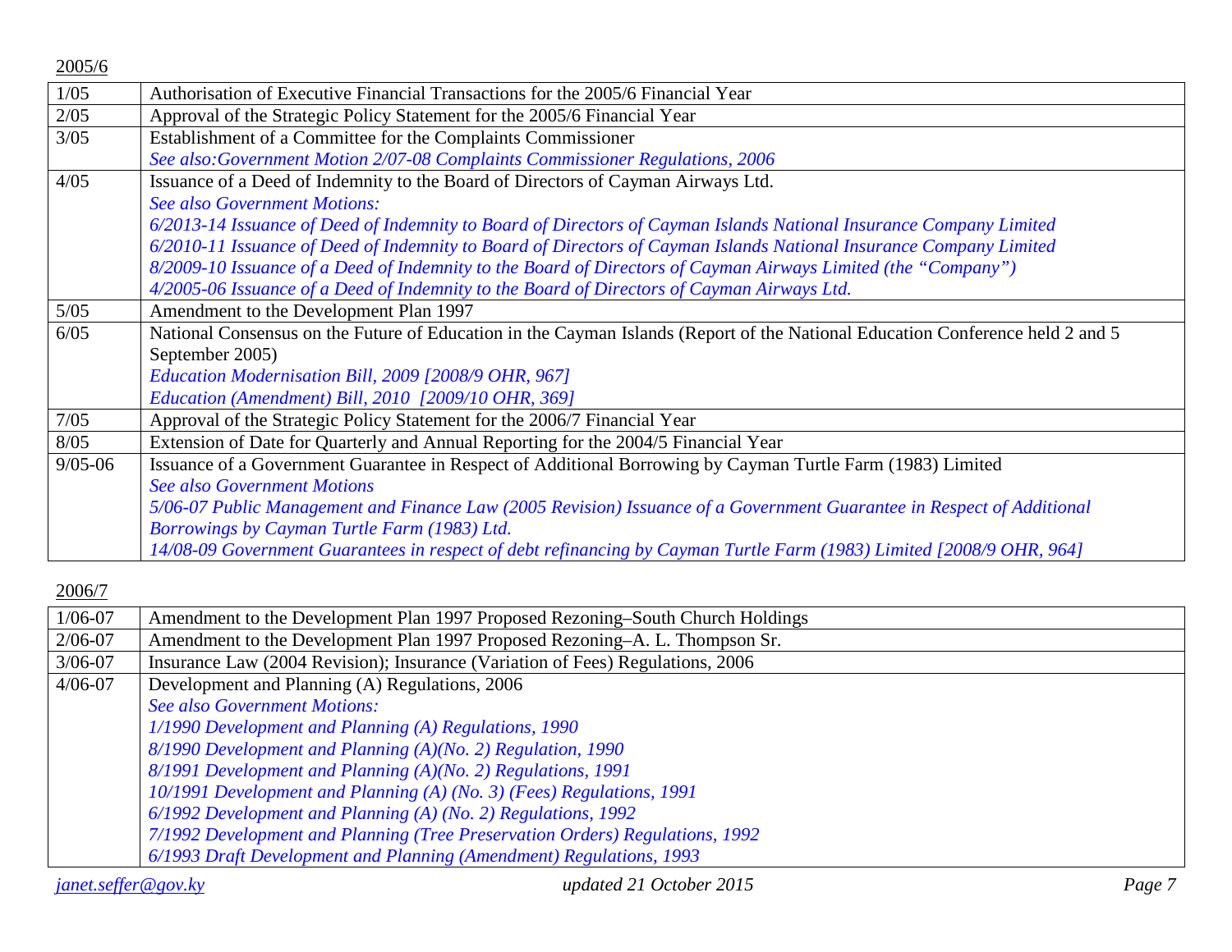<u>2005/6</u>

| | |
|---|---|
| 1/05 | Authorisation of Executive Financial Transactions for the 2005/6 Financial Year |
| 2/05 | Approval of the Strategic Policy Statement for the 2005/6 Financial Year |
| 3/05 | Establishment of a Committee for the Complaints Commissioner<br>*See also:Government Motion 2/07-08 Complaints Commissioner Regulations, 2006* |
| 4/05 | Issuance of a Deed of Indemnity to the Board of Directors of Cayman Airways Ltd.<br>*See also Government Motions:*<br>*6/2013-14 Issuance of Deed of Indemnity to Board of Directors of Cayman Islands National Insurance Company Limited*<br>*6/2010-11 Issuance of Deed of Indemnity to Board of Directors of Cayman Islands National Insurance Company Limited*<br>*8/2009-10 Issuance of a Deed of Indemnity to the Board of Directors of Cayman Airways Limited (the "Company")*<br>*4/2005-06 Issuance of a Deed of Indemnity to the Board of Directors of Cayman Airways Ltd.* |
| 5/05 | Amendment to the Development Plan 1997 |
| 6/05 | National Consensus on the Future of Education in the Cayman Islands (Report of the National Education Conference held 2 and 5 September 2005)<br>*Education Modernisation Bill, 2009 [2008/9 OHR, 967]*<br>*Education (Amendment) Bill, 2010 [2009/10 OHR, 369]* |
| 7/05 | Approval of the Strategic Policy Statement for the 2006/7 Financial Year |
| 8/05 | Extension of Date for Quarterly and Annual Reporting for the 2004/5 Financial Year |
| 9/05-06 | Issuance of a Government Guarantee in Respect of Additional Borrowing by Cayman Turtle Farm (1983) Limited<br>*See also Government Motions*<br>*5/06-07 Public Management and Finance Law (2005 Revision) Issuance of a Government Guarantee in Respect of Additional Borrowings by Cayman Turtle Farm (1983) Ltd.*<br>*14/08-09 Government Guarantees in respect of debt refinancing by Cayman Turtle Farm (1983) Limited [2008/9 OHR, 964]* |

<u>2006/7</u>

| | |
|---|---|
| 1/06-07 | Amendment to the Development Plan 1997 Proposed Rezoning–South Church Holdings |
| 2/06-07 | Amendment to the Development Plan 1997 Proposed Rezoning–A. L. Thompson Sr. |
| 3/06-07 | Insurance Law (2004 Revision); Insurance (Variation of Fees) Regulations, 2006 |
| 4/06-07 | Development and Planning (A) Regulations, 2006<br>*See also Government Motions:*<br>*1/1990 Development and Planning (A) Regulations, 1990*<br>*8/1990 Development and Planning (A)(No. 2) Regulation, 1990*<br>*8/1991 Development and Planning (A)(No. 2) Regulations, 1991*<br>*10/1991 Development and Planning (A) (No. 3) (Fees) Regulations, 1991*<br>*6/1992 Development and Planning (A) (No. 2) Regulations, 1992*<br>*7/1992 Development and Planning (Tree Preservation Orders) Regulations, 1992*<br>*6/1993 Draft Development and Planning (Amendment) Regulations, 1993* |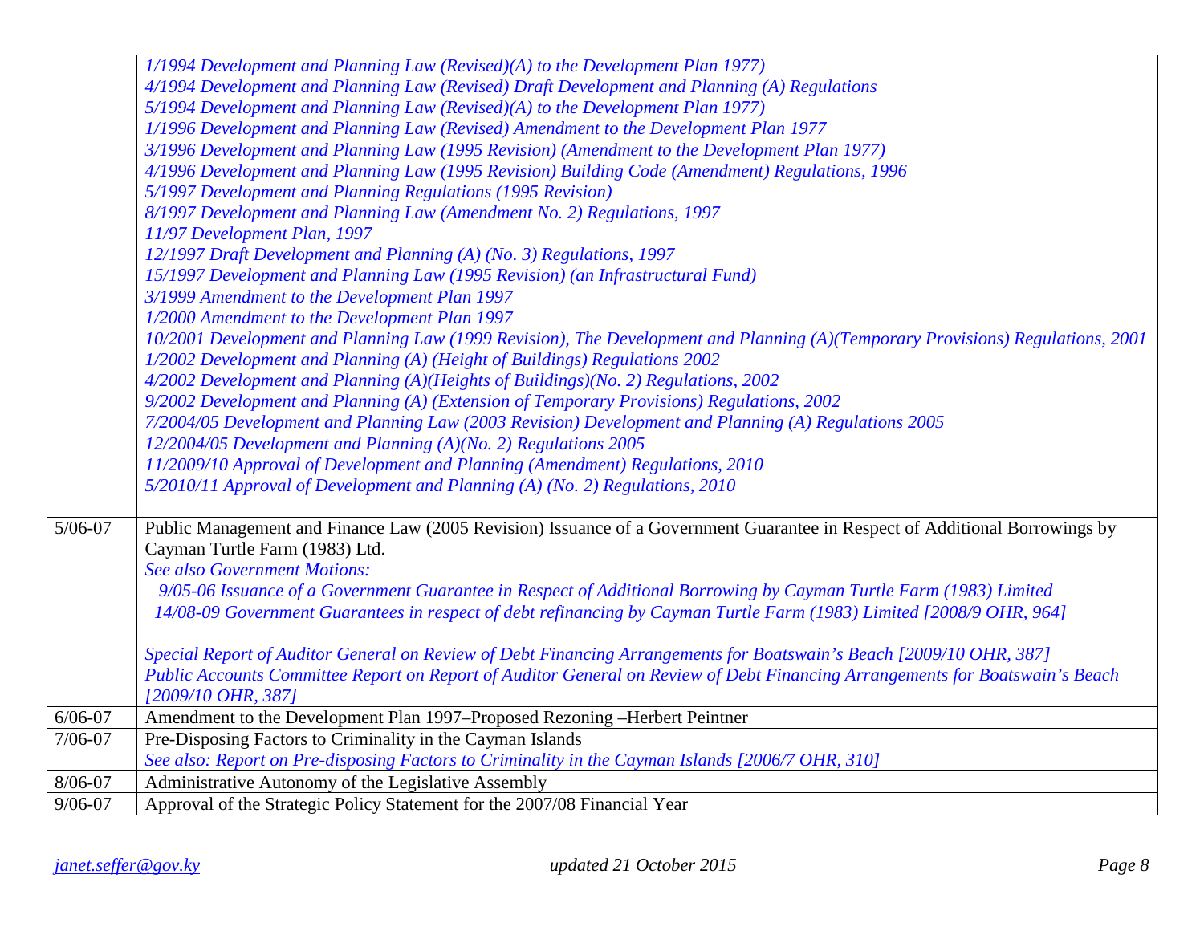| | |
|---|---|
| | *1/1994 Development and Planning Law (Revised)(A) to the Development Plan 1977)*<br>*4/1994 Development and Planning Law (Revised) Draft Development and Planning (A) Regulations*<br>*5/1994 Development and Planning Law (Revised)(A) to the Development Plan 1977)*<br>*1/1996 Development and Planning Law (Revised) Amendment to the Development Plan 1977*<br>*3/1996 Development and Planning Law (1995 Revision) (Amendment to the Development Plan 1977)*<br>*4/1996 Development and Planning Law (1995 Revision) Building Code (Amendment) Regulations, 1996*<br>*5/1997 Development and Planning Regulations (1995 Revision)*<br>*8/1997 Development and Planning Law (Amendment No. 2) Regulations, 1997*<br>*11/97 Development Plan, 1997*<br>*12/1997 Draft Development and Planning (A) (No. 3) Regulations, 1997*<br>*15/1997 Development and Planning Law (1995 Revision) (an Infrastructural Fund)*<br>*3/1999 Amendment to the Development Plan 1997*<br>*1/2000 Amendment to the Development Plan 1997*<br>*10/2001 Development and Planning Law (1999 Revision), The Development and Planning (A)(Temporary Provisions) Regulations, 2001*<br>*1/2002 Development and Planning (A) (Height of Buildings) Regulations 2002*<br>*4/2002 Development and Planning (A)(Heights of Buildings)(No. 2) Regulations, 2002*<br>*9/2002 Development and Planning (A) (Extension of Temporary Provisions) Regulations, 2002*<br>*7/2004/05 Development and Planning Law (2003 Revision) Development and Planning (A) Regulations 2005*<br>*12/2004/05 Development and Planning (A)(No. 2) Regulations 2005*<br>*11/2009/10 Approval of Development and Planning (Amendment) Regulations, 2010*<br>*5/2010/11 Approval of Development and Planning (A) (No. 2) Regulations, 2010* |
| 5/06-07 | Public Management and Finance Law (2005 Revision) Issuance of a Government Guarantee in Respect of Additional Borrowings by Cayman Turtle Farm (1983) Ltd.<br>*See also Government Motions:*<br>*9/05-06 Issuance of a Government Guarantee in Respect of Additional Borrowing by Cayman Turtle Farm (1983) Limited*<br>*14/08-09 Government Guarantees in respect of debt refinancing by Cayman Turtle Farm (1983) Limited [2008/9 OHR, 964]*<br><br>*Special Report of Auditor General on Review of Debt Financing Arrangements for Boatswain's Beach [2009/10 OHR, 387]*<br>*Public Accounts Committee Report on Report of Auditor General on Review of Debt Financing Arrangements for Boatswain's Beach [2009/10 OHR, 387]* |
| 6/06-07 | Amendment to the Development Plan 1997–Proposed Rezoning –Herbert Peintner |
| 7/06-07 | Pre-Disposing Factors to Criminality in the Cayman Islands<br>*See also: Report on Pre-disposing Factors to Criminality in the Cayman Islands [2006/7 OHR, 310]* |
| 8/06-07 | Administrative Autonomy of the Legislative Assembly |
| 9/06-07 | Approval of the Strategic Policy Statement for the 2007/08 Financial Year |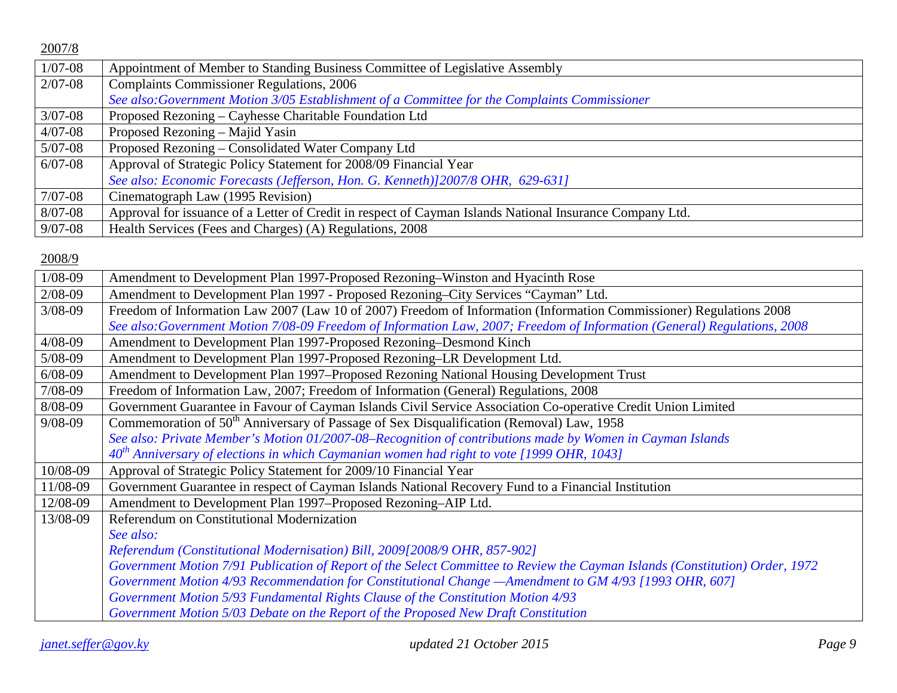2007/8

| | |
|---|---|
| 1/07-08 | Appointment of Member to Standing Business Committee of Legislative Assembly |
| 2/07-08 | Complaints Commissioner Regulations, 2006<br>*See also:Government Motion 3/05 Establishment of a Committee for the Complaints Commissioner* |
| 3/07-08 | Proposed Rezoning – Cayhesse Charitable Foundation Ltd |
| 4/07-08 | Proposed Rezoning – Majid Yasin |
| 5/07-08 | Proposed Rezoning – Consolidated Water Company Ltd |
| 6/07-08 | Approval of Strategic Policy Statement for 2008/09 Financial Year<br>*See also: Economic Forecasts (Jefferson, Hon. G. Kenneth)]2007/8 OHR, 629-631]* |
| 7/07-08 | Cinematograph Law (1995 Revision) |
| 8/07-08 | Approval for issuance of a Letter of Credit in respect of Cayman Islands National Insurance Company Ltd. |
| 9/07-08 | Health Services (Fees and Charges) (A) Regulations, 2008 |

2008/9

| | |
|---|---|
| 1/08-09 | Amendment to Development Plan 1997-Proposed Rezoning–Winston and Hyacinth Rose |
| 2/08-09 | Amendment to Development Plan 1997 - Proposed Rezoning–City Services "Cayman" Ltd. |
| 3/08-09 | Freedom of Information Law 2007 (Law 10 of 2007) Freedom of Information (Information Commissioner) Regulations 2008<br>*See also:Government Motion 7/08-09 Freedom of Information Law, 2007; Freedom of Information (General) Regulations, 2008* |
| 4/08-09 | Amendment to Development Plan 1997-Proposed Rezoning–Desmond Kinch |
| 5/08-09 | Amendment to Development Plan 1997-Proposed Rezoning–LR Development Ltd. |
| 6/08-09 | Amendment to Development Plan 1997–Proposed Rezoning National Housing Development Trust |
| 7/08-09 | Freedom of Information Law, 2007; Freedom of Information (General) Regulations, 2008 |
| 8/08-09 | Government Guarantee in Favour of Cayman Islands Civil Service Association Co-operative Credit Union Limited |
| 9/08-09 | Commemoration of 50th Anniversary of Passage of Sex Disqualification (Removal) Law, 1958<br>*See also: Private Member's Motion 01/2007-08–Recognition of contributions made by Women in Cayman Islands*<br>*40th Anniversary of elections in which Caymanian women had right to vote [1999 OHR, 1043]* |
| 10/08-09 | Approval of Strategic Policy Statement for 2009/10 Financial Year |
| 11/08-09 | Government Guarantee in respect of Cayman Islands National Recovery Fund to a Financial Institution |
| 12/08-09 | Amendment to Development Plan 1997–Proposed Rezoning–AIP Ltd. |
| 13/08-09 | Referendum on Constitutional Modernization<br>*See also:*<br>*Referendum (Constitutional Modernisation) Bill, 2009[2008/9 OHR, 857-902]*<br>*Government Motion 7/91 Publication of Report of the Select Committee to Review the Cayman Islands (Constitution) Order, 1972*<br>*Government Motion 4/93 Recommendation for Constitutional Change —Amendment to GM 4/93 [1993 OHR, 607]*<br>*Government Motion 5/93 Fundamental Rights Clause of the Constitution Motion 4/93*<br>*Government Motion 5/03 Debate on the Report of the Proposed New Draft Constitution* |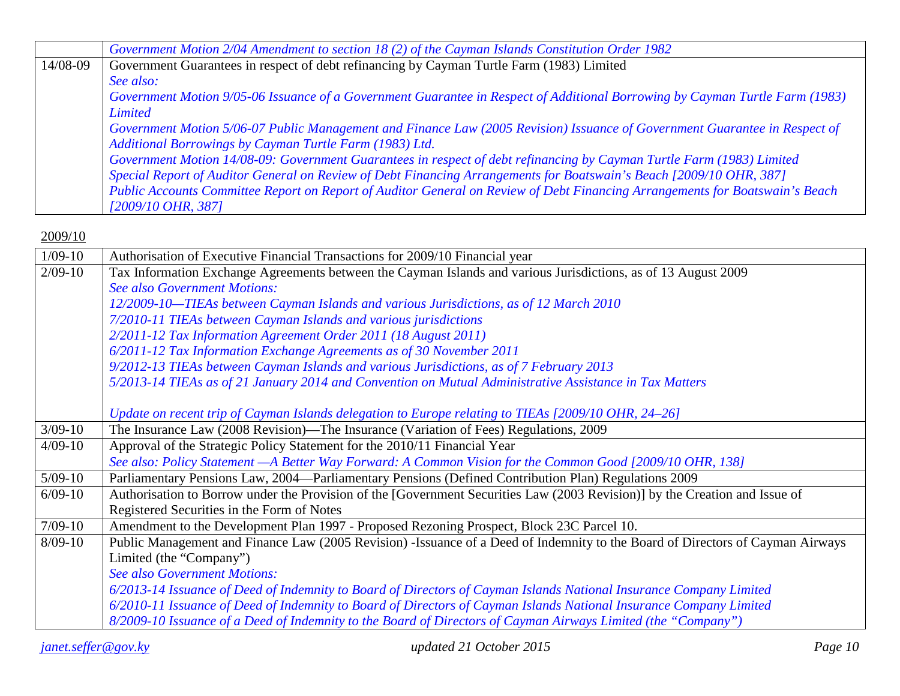| | |
|---|---|
| | *Government Motion 2/04 Amendment to section 18 (2) of the Cayman Islands Constitution Order 1982* |
| 14/08-09 | Government Guarantees in respect of debt refinancing by Cayman Turtle Farm (1983) Limited<br>*See also:*<br>*Government Motion 9/05-06 Issuance of a Government Guarantee in Respect of Additional Borrowing by Cayman Turtle Farm (1983) Limited*<br>*Government Motion 5/06-07 Public Management and Finance Law (2005 Revision) Issuance of Government Guarantee in Respect of Additional Borrowings by Cayman Turtle Farm (1983) Ltd.*<br>*Government Motion 14/08-09: Government Guarantees in respect of debt refinancing by Cayman Turtle Farm (1983) Limited*<br>*Special Report of Auditor General on Review of Debt Financing Arrangements for Boatswain's Beach [2009/10 OHR, 387]*<br>*Public Accounts Committee Report on Report of Auditor General on Review of Debt Financing Arrangements for Boatswain's Beach [2009/10 OHR, 387]* |

2009/10

| | |
|---|---|
| 1/09-10 | Authorisation of Executive Financial Transactions for 2009/10 Financial year |
| 2/09-10 | Tax Information Exchange Agreements between the Cayman Islands and various Jurisdictions, as of 13 August 2009<br>*See also Government Motions:*<br>*12/2009-10—TIEAs between Cayman Islands and various Jurisdictions, as of 12 March 2010*<br>*7/2010-11 TIEAs between Cayman Islands and various jurisdictions*<br>*2/2011-12 Tax Information Agreement Order 2011 (18 August 2011)*<br>*6/2011-12 Tax Information Exchange Agreements as of 30 November 2011*<br>*9/2012-13 TIEAs between Cayman Islands and various Jurisdictions, as of 7 February 2013*<br>*5/2013-14 TIEAs as of 21 January 2014 and Convention on Mutual Administrative Assistance in Tax Matters*<br><br>*Update on recent trip of Cayman Islands delegation to Europe relating to TIEAs [2009/10 OHR, 24–26]* |
| 3/09-10 | The Insurance Law (2008 Revision)—The Insurance (Variation of Fees) Regulations, 2009 |
| 4/09-10 | Approval of the Strategic Policy Statement for the 2010/11 Financial Year<br>*See also: Policy Statement —A Better Way Forward: A Common Vision for the Common Good [2009/10 OHR, 138]* |
| 5/09-10 | Parliamentary Pensions Law, 2004—Parliamentary Pensions (Defined Contribution Plan) Regulations 2009 |
| 6/09-10 | Authorisation to Borrow under the Provision of the [Government Securities Law (2003 Revision)] by the Creation and Issue of Registered Securities in the Form of Notes |
| 7/09-10 | Amendment to the Development Plan 1997 - Proposed Rezoning Prospect, Block 23C Parcel 10. |
| 8/09-10 | Public Management and Finance Law (2005 Revision) -Issuance of a Deed of Indemnity to the Board of Directors of Cayman Airways Limited (the "Company")<br>*See also Government Motions:*<br>*6/2013-14 Issuance of Deed of Indemnity to Board of Directors of Cayman Islands National Insurance Company Limited*<br>*6/2010-11 Issuance of Deed of Indemnity to Board of Directors of Cayman Islands National Insurance Company Limited*<br>*8/2009-10 Issuance of a Deed of Indemnity to the Board of Directors of Cayman Airways Limited (the "Company")* |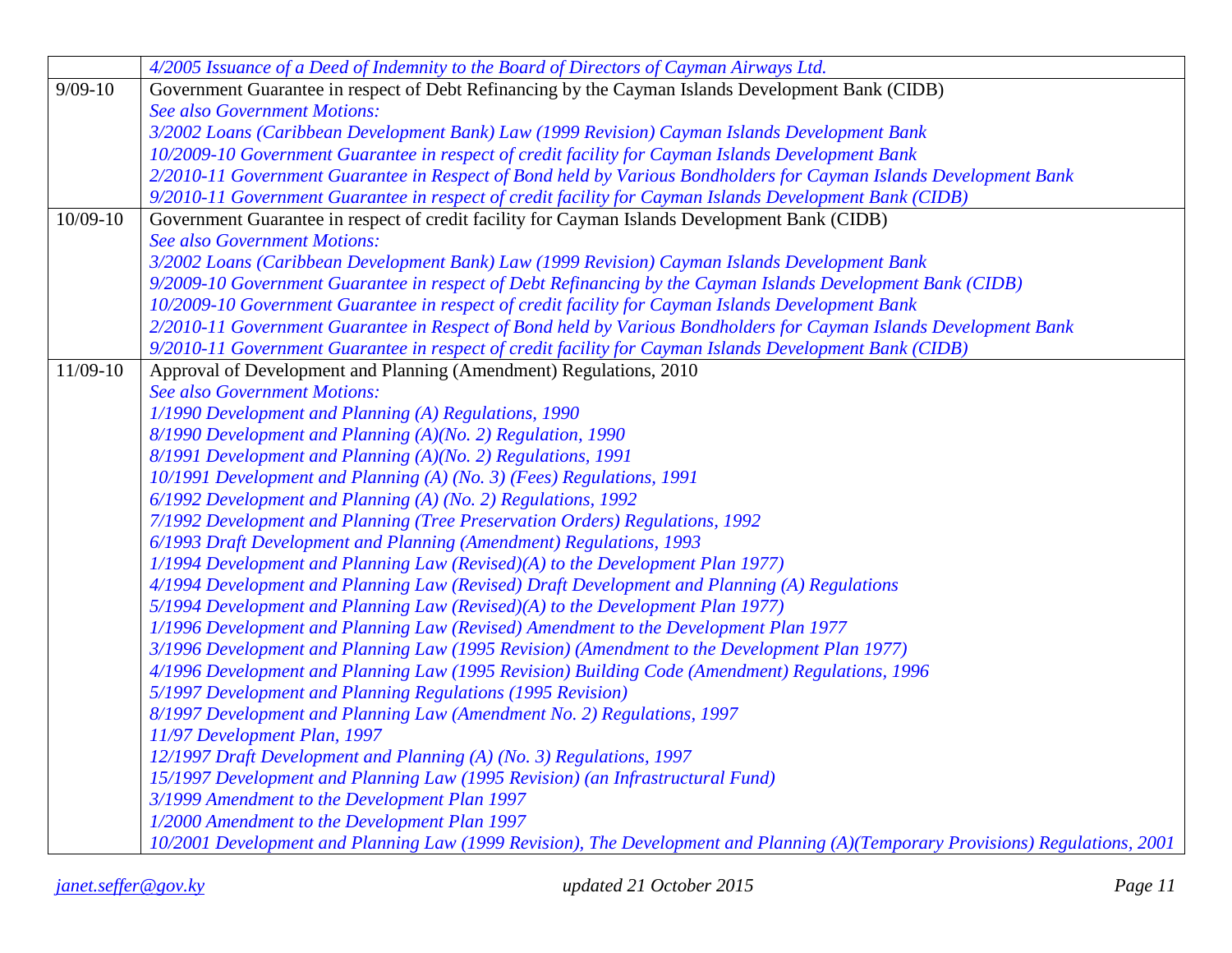| | |
|---|---|
| | *4/2005 Issuance of a Deed of Indemnity to the Board of Directors of Cayman Airways Ltd.* |
| 9/09-10 | Government Guarantee in respect of Debt Refinancing by the Cayman Islands Development Bank (CIDB)<br>*See also Government Motions:*<br>*3/2002 Loans (Caribbean Development Bank) Law (1999 Revision) Cayman Islands Development Bank*<br>*10/2009-10 Government Guarantee in respect of credit facility for Cayman Islands Development Bank*<br>*2/2010-11 Government Guarantee in Respect of Bond held by Various Bondholders for Cayman Islands Development Bank*<br>*9/2010-11 Government Guarantee in respect of credit facility for Cayman Islands Development Bank (CIDB)* |
| 10/09-10 | Government Guarantee in respect of credit facility for Cayman Islands Development Bank (CIDB)<br>*See also Government Motions:*<br>*3/2002 Loans (Caribbean Development Bank) Law (1999 Revision) Cayman Islands Development Bank*<br>*9/2009-10 Government Guarantee in respect of Debt Refinancing by the Cayman Islands Development Bank (CIDB)*<br>*10/2009-10 Government Guarantee in respect of credit facility for Cayman Islands Development Bank*<br>*2/2010-11 Government Guarantee in Respect of Bond held by Various Bondholders for Cayman Islands Development Bank*<br>*9/2010-11 Government Guarantee in respect of credit facility for Cayman Islands Development Bank (CIDB)* |
| 11/09-10 | Approval of Development and Planning (Amendment) Regulations, 2010<br>*See also Government Motions:*<br>*1/1990 Development and Planning (A) Regulations, 1990*<br>*8/1990 Development and Planning (A)(No. 2) Regulation, 1990*<br>*8/1991 Development and Planning (A)(No. 2) Regulations, 1991*<br>*10/1991 Development and Planning (A) (No. 3) (Fees) Regulations, 1991*<br>*6/1992 Development and Planning (A) (No. 2) Regulations, 1992*<br>*7/1992 Development and Planning (Tree Preservation Orders) Regulations, 1992*<br>*6/1993 Draft Development and Planning (Amendment) Regulations, 1993*<br>*1/1994 Development and Planning Law (Revised)(A) to the Development Plan 1977)*<br>*4/1994 Development and Planning Law (Revised) Draft Development and Planning (A) Regulations*<br>*5/1994 Development and Planning Law (Revised)(A) to the Development Plan 1977)*<br>*1/1996 Development and Planning Law (Revised) Amendment to the Development Plan 1977*<br>*3/1996 Development and Planning Law (1995 Revision) (Amendment to the Development Plan 1977)*<br>*4/1996 Development and Planning Law (1995 Revision) Building Code (Amendment) Regulations, 1996*<br>*5/1997 Development and Planning Regulations (1995 Revision)*<br>*8/1997 Development and Planning Law (Amendment No. 2) Regulations, 1997*<br>*11/97 Development Plan, 1997*<br>*12/1997 Draft Development and Planning (A) (No. 3) Regulations, 1997*<br>*15/1997 Development and Planning Law (1995 Revision) (an Infrastructural Fund)*<br>*3/1999 Amendment to the Development Plan 1997*<br>*1/2000 Amendment to the Development Plan 1997*<br>*10/2001 Development and Planning Law (1999 Revision), The Development and Planning (A)(Temporary Provisions) Regulations, 2001* |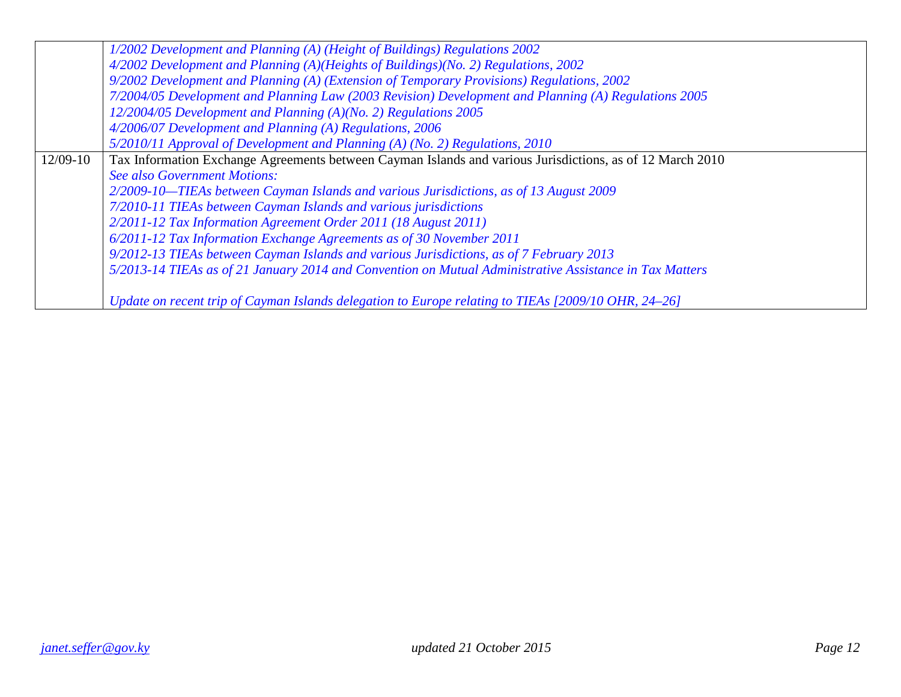| | |
|---|---|
| | *1/2002 Development and Planning (A) (Height of Buildings) Regulations 2002*<br>*4/2002 Development and Planning (A)(Heights of Buildings)(No. 2) Regulations, 2002*<br>*9/2002 Development and Planning (A) (Extension of Temporary Provisions) Regulations, 2002*<br>*7/2004/05 Development and Planning Law (2003 Revision) Development and Planning (A) Regulations 2005*<br>*12/2004/05 Development and Planning (A)(No. 2) Regulations 2005*<br>*4/2006/07 Development and Planning (A) Regulations, 2006*<br>*5/2010/11 Approval of Development and Planning (A) (No. 2) Regulations, 2010* |
| 12/09-10 | Tax Information Exchange Agreements between Cayman Islands and various Jurisdictions, as of 12 March 2010<br>*See also Government Motions:*<br>*2/2009-10—TIEAs between Cayman Islands and various Jurisdictions, as of 13 August 2009*<br>*7/2010-11 TIEAs between Cayman Islands and various jurisdictions*<br>*2/2011-12 Tax Information Agreement Order 2011 (18 August 2011)*<br>*6/2011-12 Tax Information Exchange Agreements as of 30 November 2011*<br>*9/2012-13 TIEAs between Cayman Islands and various Jurisdictions, as of 7 February 2013*<br>*5/2013-14 TIEAs as of 21 January 2014 and Convention on Mutual Administrative Assistance in Tax Matters*<br><br>*Update on recent trip of Cayman Islands delegation to Europe relating to TIEAs [2009/10 OHR, 24–26]* |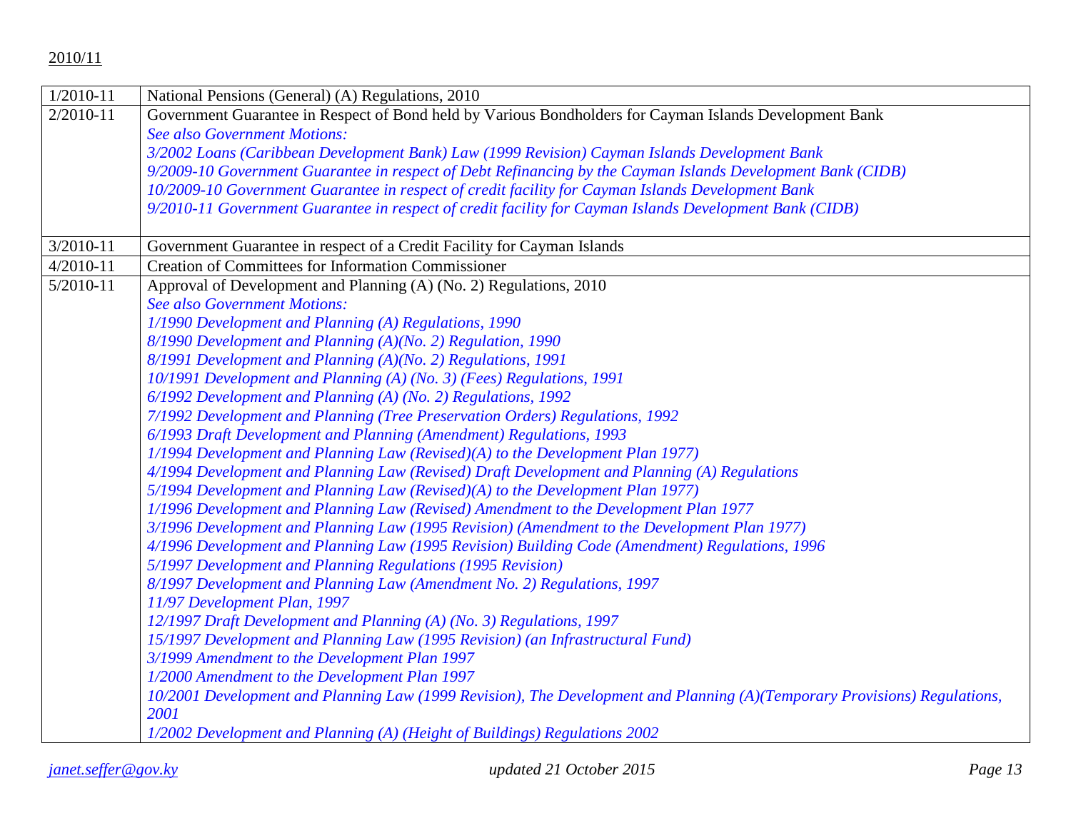2010/11

| | |
|---|---|
| 1/2010-11 | National Pensions (General) (A) Regulations, 2010 |
| 2/2010-11 | Government Guarantee in Respect of Bond held by Various Bondholders for Cayman Islands Development Bank<br>*See also Government Motions:*<br>*3/2002 Loans (Caribbean Development Bank) Law (1999 Revision) Cayman Islands Development Bank*<br>*9/2009-10 Government Guarantee in respect of Debt Refinancing by the Cayman Islands Development Bank (CIDB)*<br>*10/2009-10 Government Guarantee in respect of credit facility for Cayman Islands Development Bank*<br>*9/2010-11 Government Guarantee in respect of credit facility for Cayman Islands Development Bank (CIDB)* |
| 3/2010-11 | Government Guarantee in respect of a Credit Facility for Cayman Islands |
| 4/2010-11 | Creation of Committees for Information Commissioner |
| 5/2010-11 | Approval of Development and Planning (A) (No. 2) Regulations, 2010<br>*See also Government Motions:*<br>*1/1990 Development and Planning (A) Regulations, 1990*<br>*8/1990 Development and Planning (A)(No. 2) Regulation, 1990*<br>*8/1991 Development and Planning (A)(No. 2) Regulations, 1991*<br>*10/1991 Development and Planning (A) (No. 3) (Fees) Regulations, 1991*<br>*6/1992 Development and Planning (A) (No. 2) Regulations, 1992*<br>*7/1992 Development and Planning (Tree Preservation Orders) Regulations, 1992*<br>*6/1993 Draft Development and Planning (Amendment) Regulations, 1993*<br>*1/1994 Development and Planning Law (Revised)(A) to the Development Plan 1977)*<br>*4/1994 Development and Planning Law (Revised) Draft Development and Planning (A) Regulations*<br>*5/1994 Development and Planning Law (Revised)(A) to the Development Plan 1977)*<br>*1/1996 Development and Planning Law (Revised) Amendment to the Development Plan 1977*<br>*3/1996 Development and Planning Law (1995 Revision) (Amendment to the Development Plan 1977)*<br>*4/1996 Development and Planning Law (1995 Revision) Building Code (Amendment) Regulations, 1996*<br>*5/1997 Development and Planning Regulations (1995 Revision)*<br>*8/1997 Development and Planning Law (Amendment No. 2) Regulations, 1997*<br>*11/97 Development Plan, 1997*<br>*12/1997 Draft Development and Planning (A) (No. 3) Regulations, 1997*<br>*15/1997 Development and Planning Law (1995 Revision) (an Infrastructural Fund)*<br>*3/1999 Amendment to the Development Plan 1997*<br>*1/2000 Amendment to the Development Plan 1997*<br>*10/2001 Development and Planning Law (1999 Revision), The Development and Planning (A)(Temporary Provisions) Regulations, 2001*<br>*1/2002 Development and Planning (A) (Height of Buildings) Regulations 2002* |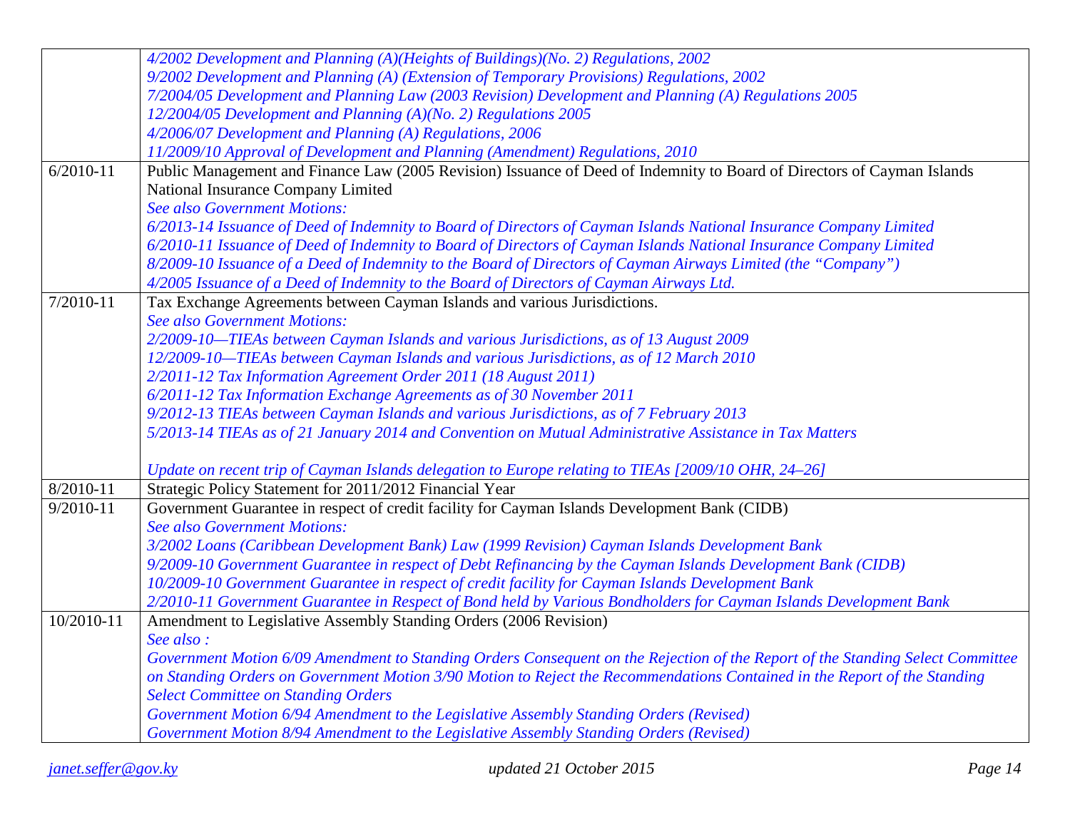| | |
|---|---|
| | *4/2002 Development and Planning (A)(Heights of Buildings)(No. 2) Regulations, 2002*<br>*9/2002 Development and Planning (A) (Extension of Temporary Provisions) Regulations, 2002*<br>*7/2004/05 Development and Planning Law (2003 Revision) Development and Planning (A) Regulations 2005*<br>*12/2004/05 Development and Planning (A)(No. 2) Regulations 2005*<br>*4/2006/07 Development and Planning (A) Regulations, 2006*<br>*11/2009/10 Approval of Development and Planning (Amendment) Regulations, 2010* |
| 6/2010-11 | Public Management and Finance Law (2005 Revision) Issuance of Deed of Indemnity to Board of Directors of Cayman Islands National Insurance Company Limited<br>*See also Government Motions:*<br>*6/2013-14 Issuance of Deed of Indemnity to Board of Directors of Cayman Islands National Insurance Company Limited*<br>*6/2010-11 Issuance of Deed of Indemnity to Board of Directors of Cayman Islands National Insurance Company Limited*<br>*8/2009-10 Issuance of a Deed of Indemnity to the Board of Directors of Cayman Airways Limited (the "Company")*<br>*4/2005 Issuance of a Deed of Indemnity to the Board of Directors of Cayman Airways Ltd.* |
| 7/2010-11 | Tax Exchange Agreements between Cayman Islands and various Jurisdictions.<br>*See also Government Motions:*<br>*2/2009-10—TIEAs between Cayman Islands and various Jurisdictions, as of 13 August 2009*<br>*12/2009-10—TIEAs between Cayman Islands and various Jurisdictions, as of 12 March 2010*<br>*2/2011-12 Tax Information Agreement Order 2011 (18 August 2011)*<br>*6/2011-12 Tax Information Exchange Agreements as of 30 November 2011*<br>*9/2012-13 TIEAs between Cayman Islands and various Jurisdictions, as of 7 February 2013*<br>*5/2013-14 TIEAs as of 21 January 2014 and Convention on Mutual Administrative Assistance in Tax Matters*<br><br>*Update on recent trip of Cayman Islands delegation to Europe relating to TIEAs [2009/10 OHR, 24–26]* |
| 8/2010-11 | Strategic Policy Statement for 2011/2012 Financial Year |
| 9/2010-11 | Government Guarantee in respect of credit facility for Cayman Islands Development Bank (CIDB)<br>*See also Government Motions:*<br>*3/2002 Loans (Caribbean Development Bank) Law (1999 Revision) Cayman Islands Development Bank*<br>*9/2009-10 Government Guarantee in respect of Debt Refinancing by the Cayman Islands Development Bank (CIDB)*<br>*10/2009-10 Government Guarantee in respect of credit facility for Cayman Islands Development Bank*<br>*2/2010-11 Government Guarantee in Respect of Bond held by Various Bondholders for Cayman Islands Development Bank* |
| 10/2010-11 | Amendment to Legislative Assembly Standing Orders (2006 Revision)<br>*See also :*<br>*Government Motion 6/09 Amendment to Standing Orders Consequent on the Rejection of the Report of the Standing Select Committee on Standing Orders on Government Motion 3/90 Motion to Reject the Recommendations Contained in the Report of the Standing Select Committee on Standing Orders*<br>*Government Motion 6/94 Amendment to the Legislative Assembly Standing Orders (Revised)*<br>*Government Motion 8/94 Amendment to the Legislative Assembly Standing Orders (Revised)* |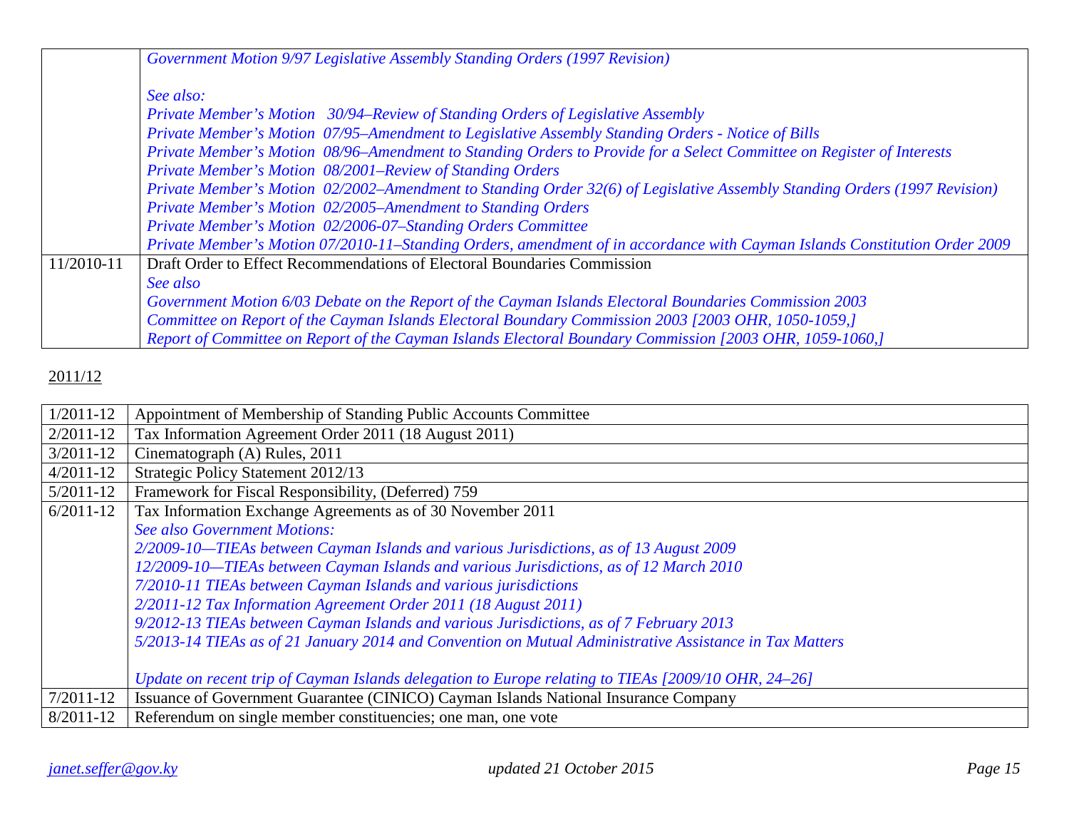| | |
|---|---|
| | *Government Motion 9/97 Legislative Assembly Standing Orders (1997 Revision)*<br><br>*See also:*<br>*Private Member's Motion 30/94–Review of Standing Orders of Legislative Assembly*<br>*Private Member's Motion 07/95–Amendment to Legislative Assembly Standing Orders - Notice of Bills*<br>*Private Member's Motion 08/96–Amendment to Standing Orders to Provide for a Select Committee on Register of Interests*<br>*Private Member's Motion 08/2001–Review of Standing Orders*<br>*Private Member's Motion 02/2002–Amendment to Standing Order 32(6) of Legislative Assembly Standing Orders (1997 Revision)*<br>*Private Member's Motion 02/2005–Amendment to Standing Orders*<br>*Private Member's Motion 02/2006-07–Standing Orders Committee*<br>*Private Member's Motion 07/2010-11–Standing Orders, amendment of in accordance with Cayman Islands Constitution Order 2009* |
| 11/2010-11 | Draft Order to Effect Recommendations of Electoral Boundaries Commission<br>*See also*<br>*Government Motion 6/03 Debate on the Report of the Cayman Islands Electoral Boundaries Commission 2003*<br>*Committee on Report of the Cayman Islands Electoral Boundary Commission 2003 [2003 OHR, 1050-1059,]*<br>*Report of Committee on Report of the Cayman Islands Electoral Boundary Commission [2003 OHR, 1059-1060,]* |

2011/12

| | |
|---|---|
| 1/2011-12 | Appointment of Membership of Standing Public Accounts Committee |
| 2/2011-12 | Tax Information Agreement Order 2011 (18 August 2011) |
| 3/2011-12 | Cinematograph (A) Rules, 2011 |
| 4/2011-12 | Strategic Policy Statement 2012/13 |
| 5/2011-12 | Framework for Fiscal Responsibility, (Deferred) 759 |
| 6/2011-12 | Tax Information Exchange Agreements as of 30 November 2011<br>*See also Government Motions:*<br>*2/2009-10—TIEAs between Cayman Islands and various Jurisdictions, as of 13 August 2009*<br>*12/2009-10—TIEAs between Cayman Islands and various Jurisdictions, as of 12 March 2010*<br>*7/2010-11 TIEAs between Cayman Islands and various jurisdictions*<br>*2/2011-12 Tax Information Agreement Order 2011 (18 August 2011)*<br>*9/2012-13 TIEAs between Cayman Islands and various Jurisdictions, as of 7 February 2013*<br>*5/2013-14 TIEAs as of 21 January 2014 and Convention on Mutual Administrative Assistance in Tax Matters*<br><br>*Update on recent trip of Cayman Islands delegation to Europe relating to TIEAs [2009/10 OHR, 24–26]* |
| 7/2011-12 | Issuance of Government Guarantee (CINICO) Cayman Islands National Insurance Company |
| 8/2011-12 | Referendum on single member constituencies; one man, one vote |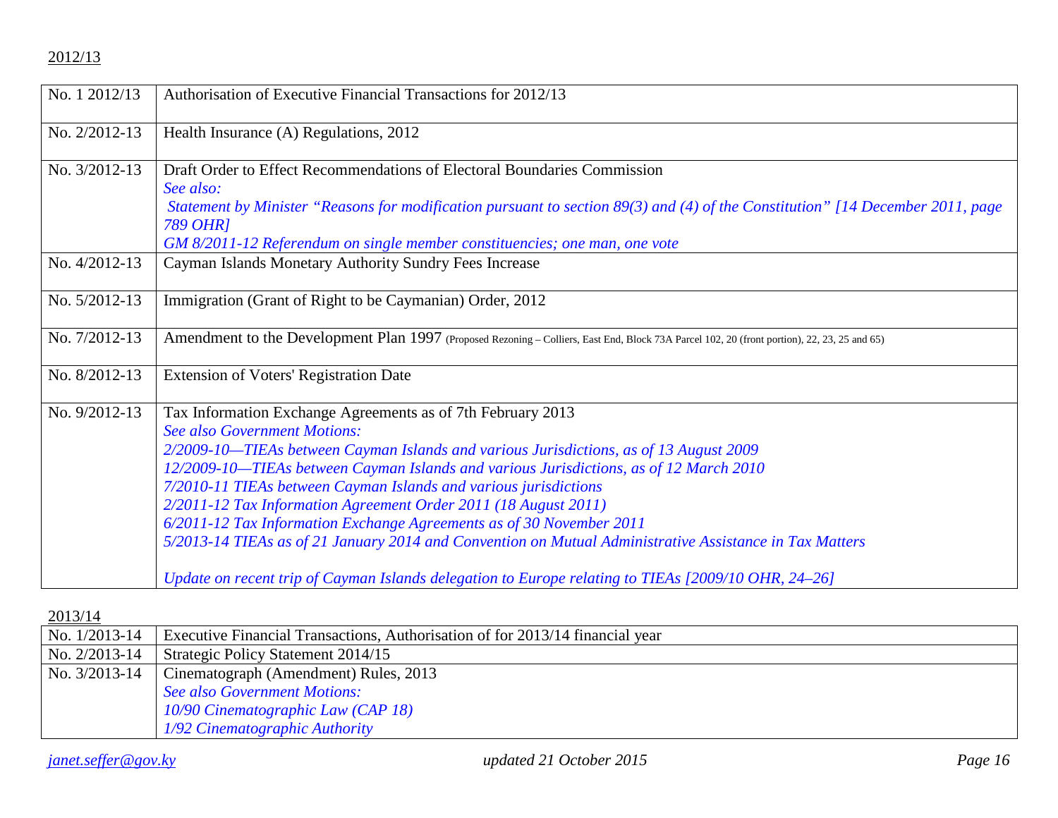2012/13

| No. 1 2012/13 | Authorisation of Executive Financial Transactions for 2012/13 |
|---|---|
| No. 2/2012-13 | Health Insurance (A) Regulations, 2012 |
| No. 3/2012-13 | Draft Order to Effect Recommendations of Electoral Boundaries Commission<br>*See also:*<br>*Statement by Minister "Reasons for modification pursuant to section 89(3) and (4) of the Constitution" [14 December 2011, page 789 OHR]*<br>*GM 8/2011-12 Referendum on single member constituencies; one man, one vote* |
| No. 4/2012-13 | Cayman Islands Monetary Authority Sundry Fees Increase |
| No. 5/2012-13 | Immigration (Grant of Right to be Caymanian) Order, 2012 |
| No. 7/2012-13 | Amendment to the Development Plan 1997 (Proposed Rezoning – Colliers, East End, Block 73A Parcel 102, 20 (front portion), 22, 23, 25 and 65) |
| No. 8/2012-13 | Extension of Voters' Registration Date |
| No. 9/2012-13 | Tax Information Exchange Agreements as of 7th February 2013<br>*See also Government Motions:*<br>*2/2009-10—TIEAs between Cayman Islands and various Jurisdictions, as of 13 August 2009*<br>*12/2009-10—TIEAs between Cayman Islands and various Jurisdictions, as of 12 March 2010*<br>*7/2010-11 TIEAs between Cayman Islands and various jurisdictions*<br>*2/2011-12 Tax Information Agreement Order 2011 (18 August 2011)*<br>*6/2011-12 Tax Information Exchange Agreements as of 30 November 2011*<br>*5/2013-14 TIEAs as of 21 January 2014 and Convention on Mutual Administrative Assistance in Tax Matters*<br><br>*Update on recent trip of Cayman Islands delegation to Europe relating to TIEAs [2009/10 OHR, 24–26]* |

2013/14

| No. 1/2013-14 | Executive Financial Transactions, Authorisation of for 2013/14 financial year |
|---|---|
| No. 2/2013-14 | Strategic Policy Statement 2014/15 |
| No. 3/2013-14 | Cinematograph (Amendment) Rules, 2013<br>*See also Government Motions:*<br>*10/90 Cinematographic Law (CAP 18)*<br>*1/92 Cinematographic Authority* |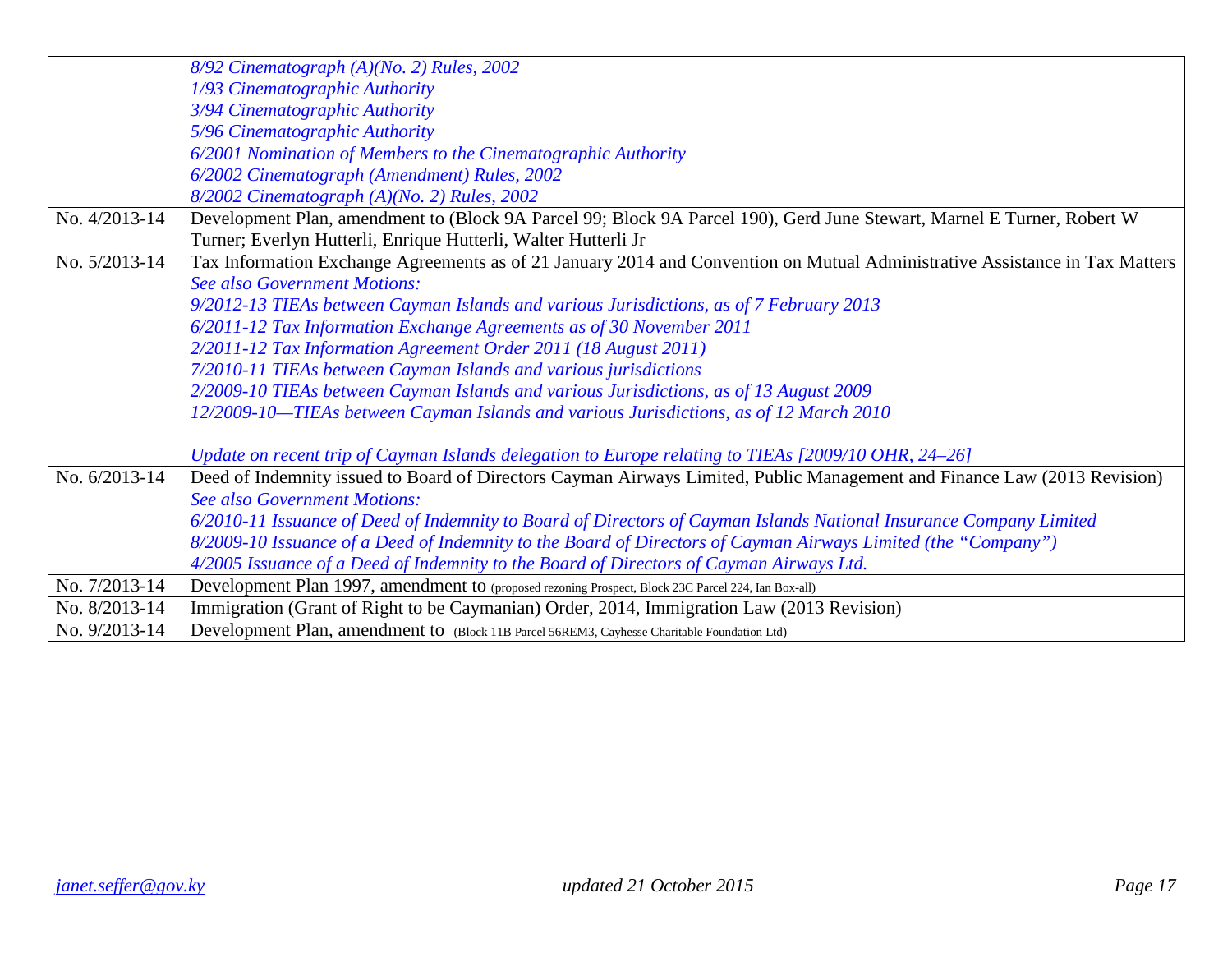| | |
|---|---|
| | *8/92 Cinematograph (A)(No. 2) Rules, 2002*<br>*1/93 Cinematographic Authority*<br>*3/94 Cinematographic Authority*<br>*5/96 Cinematographic Authority*<br>*6/2001 Nomination of Members to the Cinematographic Authority*<br>*6/2002 Cinematograph (Amendment) Rules, 2002*<br>*8/2002 Cinematograph (A)(No. 2) Rules, 2002* |
| No. 4/2013-14 | Development Plan, amendment to (Block 9A Parcel 99; Block 9A Parcel 190), Gerd June Stewart, Marnel E Turner, Robert W Turner; Everlyn Hutterli, Enrique Hutterli, Walter Hutterli Jr |
| No. 5/2013-14 | Tax Information Exchange Agreements as of 21 January 2014 and Convention on Mutual Administrative Assistance in Tax Matters<br>*See also Government Motions:*<br>*9/2012-13 TIEAs between Cayman Islands and various Jurisdictions, as of 7 February 2013*<br>*6/2011-12 Tax Information Exchange Agreements as of 30 November 2011*<br>*2/2011-12 Tax Information Agreement Order 2011 (18 August 2011)*<br>*7/2010-11 TIEAs between Cayman Islands and various jurisdictions*<br>*2/2009-10 TIEAs between Cayman Islands and various Jurisdictions, as of 13 August 2009*<br>*12/2009-10—TIEAs between Cayman Islands and various Jurisdictions, as of 12 March 2010*<br><br>*Update on recent trip of Cayman Islands delegation to Europe relating to TIEAs [2009/10 OHR, 24–26]* |
| No. 6/2013-14 | Deed of Indemnity issued to Board of Directors Cayman Airways Limited, Public Management and Finance Law (2013 Revision)<br>*See also Government Motions:*<br>*6/2010-11 Issuance of Deed of Indemnity to Board of Directors of Cayman Islands National Insurance Company Limited*<br>*8/2009-10 Issuance of a Deed of Indemnity to the Board of Directors of Cayman Airways Limited (the "Company")*<br>*4/2005 Issuance of a Deed of Indemnity to the Board of Directors of Cayman Airways Ltd.* |
| No. 7/2013-14 | Development Plan 1997, amendment to (proposed rezoning Prospect, Block 23C Parcel 224, Ian Box-all) |
| No. 8/2013-14 | Immigration (Grant of Right to be Caymanian) Order, 2014, Immigration Law (2013 Revision) |
| No. 9/2013-14 | Development Plan, amendment to (Block 11B Parcel 56REM3, Cayhesse Charitable Foundation Ltd) |